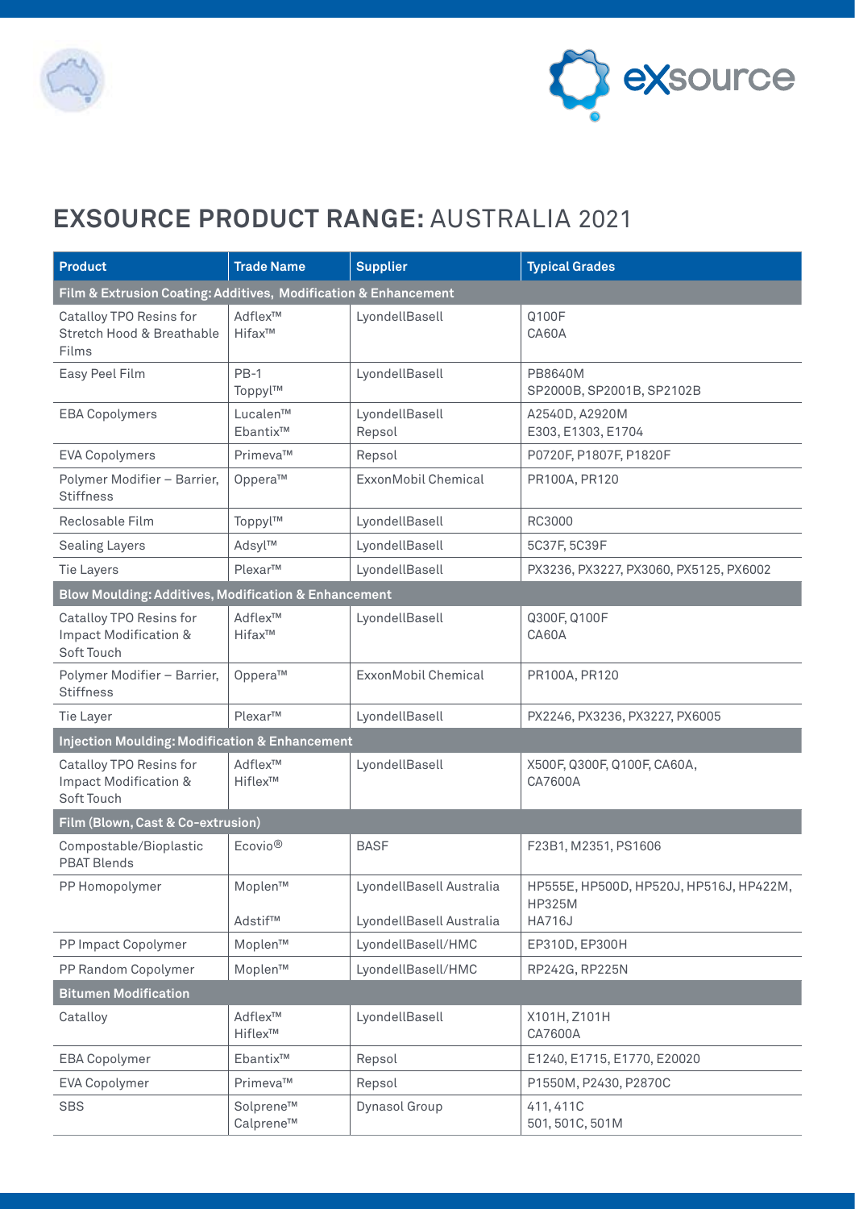# EXSOURCE PRODUCT RANGE: AUSTRALIA 2021

| Product | Trade Name | Supplier | Typical Grades |
|---|---|---|---|
| **Film & Extrusion Coating: Additives, Modification & Enhancement** | | | |
| Catalloy TPO Resins for Stretch Hood & Breathable Films | Adflex™<br>Hifax™ | LyondellBasell | Q100F<br>CA60A |
| Easy Peel Film | PB-1<br>Toppyl™ | LyondellBasell | PB8640M<br>SP2000B, SP2001B, SP2102B |
| EBA Copolymers | Lucalen™<br>Ebantix™ | LyondellBasell<br>Repsol | A2540D, A2920M<br>E303, E1303, E1704 |
| EVA Copolymers | Primeva™ | Repsol | P0720F, P1807F, P1820F |
| Polymer Modifier – Barrier, Stiffness | Oppera™ | ExxonMobil Chemical | PR100A, PR120 |
| Reclosable Film | Toppyl™ | LyondellBasell | RC3000 |
| Sealing Layers | Adsyl™ | LyondellBasell | 5C37F, 5C39F |
| Tie Layers | Plexar™ | LyondellBasell | PX3236, PX3227, PX3060, PX5125, PX6002 |
| **Blow Moulding: Additives, Modification & Enhancement** | | | |
| Catalloy TPO Resins for Impact Modification & Soft Touch | Adflex™<br>Hifax™ | LyondellBasell | Q300F, Q100F<br>CA60A |
| Polymer Modifier – Barrier, Stiffness | Oppera™ | ExxonMobil Chemical | PR100A, PR120 |
| Tie Layer | Plexar™ | LyondellBasell | PX2246, PX3236, PX3227, PX6005 |
| **Injection Moulding: Modification & Enhancement** | | | |
| Catalloy TPO Resins for Impact Modification & Soft Touch | Adflex™<br>Hiflex™ | LyondellBasell | X500F, Q300F, Q100F, CA60A, CA7600A |
| **Film (Blown, Cast & Co-extrusion)** | | | |
| Compostable/Bioplastic PBAT Blends | Ecovio® | BASF | F23B1, M2351, PS1606 |
| PP Homopolymer | Moplen™<br>Adstif™ | LyondellBasell Australia<br>LyondellBasell Australia | HP555E, HP500D, HP520J, HP516J, HP422M, HP325M<br>HA716J |
| PP Impact Copolymer | Moplen™ | LyondellBasell/HMC | EP310D, EP300H |
| PP Random Copolymer | Moplen™ | LyondellBasell/HMC | RP242G, RP225N |
| **Bitumen Modification** | | | |
| Catalloy | Adflex™<br>Hiflex™ | LyondellBasell | X101H, Z101H<br>CA7600A |
| EBA Copolymer | Ebantix™ | Repsol | E1240, E1715, E1770, E20020 |
| EVA Copolymer | Primeva™ | Repsol | P1550M, P2430, P2870C |
| SBS | Solprene™<br>Calprene™ | Dynasol Group | 411, 411C<br>501, 501C, 501M |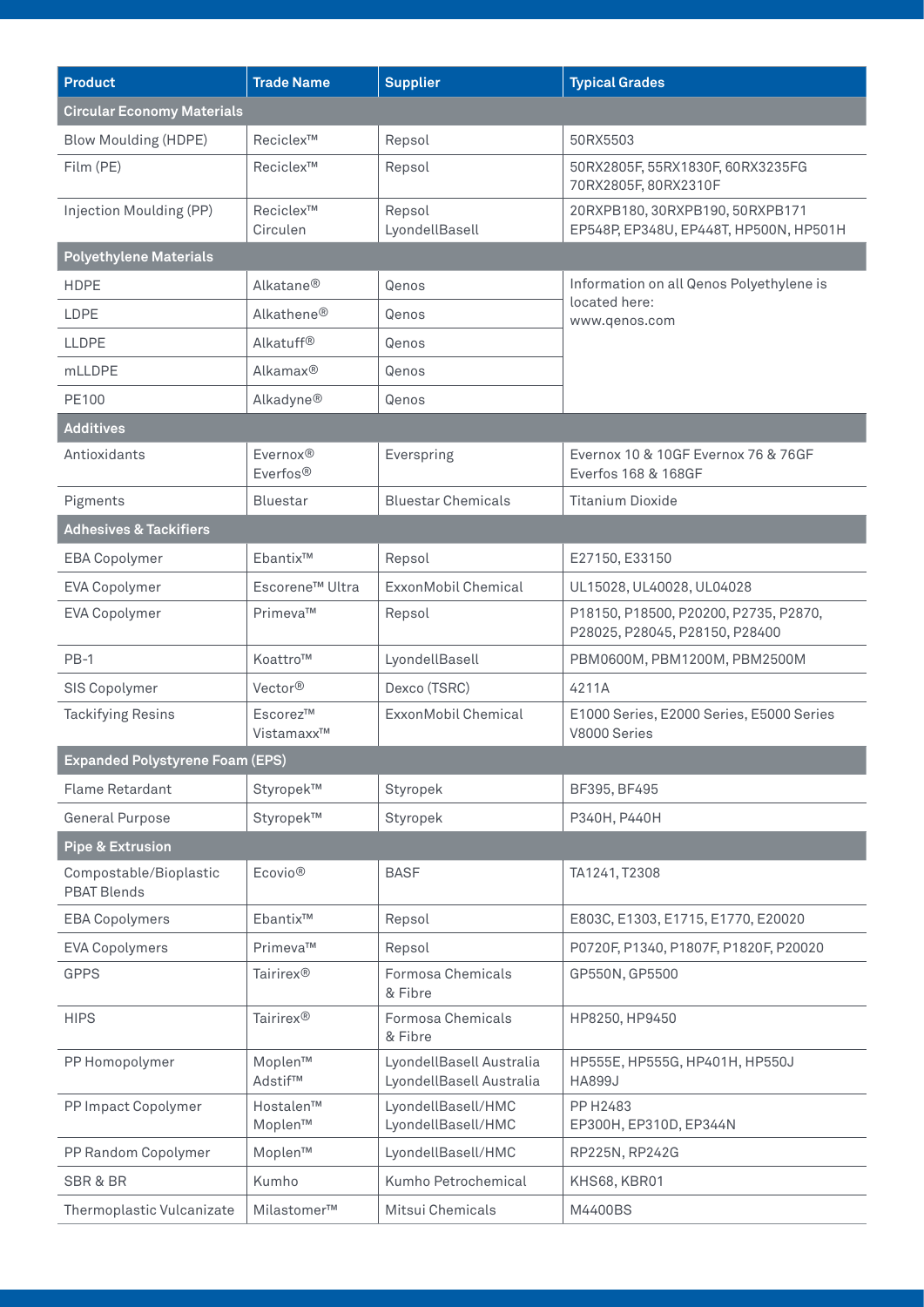| Product | Trade Name | Supplier | Typical Grades |
| --- | --- | --- | --- |
| **Circular Economy Materials** | | | |
| Blow Moulding (HDPE) | Reciclex™ | Repsol | 50RX5503 |
| Film (PE) | Reciclex™ | Repsol | 50RX2805F, 55RX1830F, 60RX3235FG 70RX2805F, 80RX2310F |
| Injection Moulding (PP) | Reciclex™ Circulen | Repsol LyondellBasell | 20RXPB180, 30RXPB190, 50RXPB171 EP548P, EP348U, EP448T, HP500N, HP501H |
| **Polyethylene Materials** | | | |
| HDPE | Alkatane® | Qenos | Information on all Qenos Polyethylene is located here: www.qenos.com |
| LDPE | Alkathene® | Qenos | |
| LLDPE | Alkatuff® | Qenos | |
| mLLDPE | Alkamax® | Qenos | |
| PE100 | Alkadyne® | Qenos | |
| **Additives** | | | |
| Antioxidants | Evernox® Everfos® | Everspring | Evernox 10 & 10GF Evernox 76 & 76GF Everfos 168 & 168GF |
| Pigments | Bluestar | Bluestar Chemicals | Titanium Dioxide |
| **Adhesives & Tackifiers** | | | |
| EBA Copolymer | Ebantix™ | Repsol | E27150, E33150 |
| EVA Copolymer | Escorene™ Ultra | ExxonMobil Chemical | UL15028, UL40028, UL04028 |
| EVA Copolymer | Primeva™ | Repsol | P18150, P18500, P20200, P2735, P2870, P28025, P28045, P28150, P28400 |
| PB-1 | Koattro™ | LyondellBasell | PBM0600M, PBM1200M, PBM2500M |
| SIS Copolymer | Vector® | Dexco (TSRC) | 4211A |
| Tackifying Resins | Escorez™ Vistamaxx™ | ExxonMobil Chemical | E1000 Series, E2000 Series, E5000 Series V8000 Series |
| **Expanded Polystyrene Foam (EPS)** | | | |
| Flame Retardant | Styropek™ | Styropek | BF395, BF495 |
| General Purpose | Styropek™ | Styropek | P340H, P440H |
| **Pipe & Extrusion** | | | |
| Compostable/Bioplastic PBAT Blends | Ecovio® | BASF | TA1241, T2308 |
| EBA Copolymers | Ebantix™ | Repsol | E803C, E1303, E1715, E1770, E20020 |
| EVA Copolymers | Primeva™ | Repsol | P0720F, P1340, P1807F, P1820F, P20020 |
| GPPS | Tairirex® | Formosa Chemicals & Fibre | GP550N, GP5500 |
| HIPS | Tairirex® | Formosa Chemicals & Fibre | HP8250, HP9450 |
| PP Homopolymer | Moplen™ Adstif™ | LyondellBasell Australia LyondellBasell Australia | HP555E, HP555G, HP401H, HP550J HA899J |
| PP Impact Copolymer | Hostalen™ Moplen™ | LyondellBasell/HMC LyondellBasell/HMC | PP H2483 EP300H, EP310D, EP344N |
| PP Random Copolymer | Moplen™ | LyondellBasell/HMC | RP225N, RP242G |
| SBR & BR | Kumho | Kumho Petrochemical | KHS68, KBR01 |
| Thermoplastic Vulcanizate | Milastomer™ | Mitsui Chemicals | M4400BS |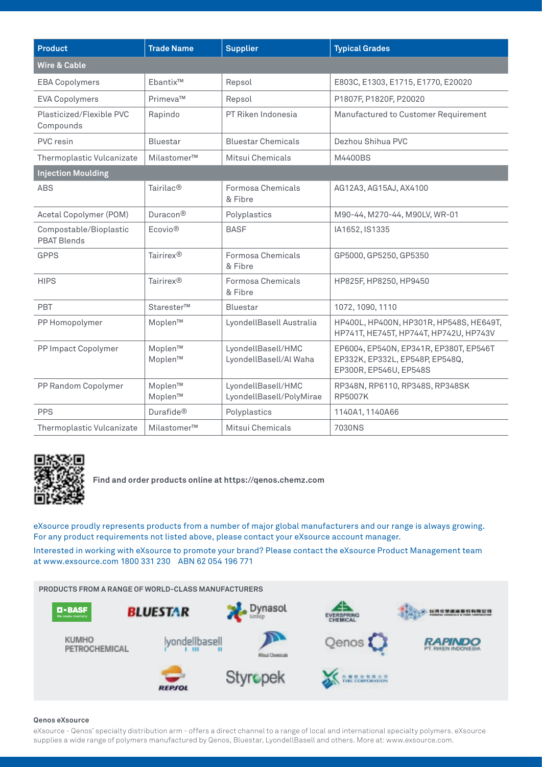| Product | Trade Name | Supplier | Typical Grades |
|---|---|---|---|
| **Wire & Cable** | | | |
| EBA Copolymers | Ebantix™ | Repsol | E803C, E1303, E1715, E1770, E20020 |
| EVA Copolymers | Primeva™ | Repsol | P1807F, P1820F, P20020 |
| Plasticized/Flexible PVC Compounds | Rapindo | PT Riken Indonesia | Manufactured to Customer Requirement |
| PVC resin | Bluestar | Bluestar Chemicals | Dezhou Shihua PVC |
| Thermoplastic Vulcanizate | Milastomer™ | Mitsui Chemicals | M4400BS |
| **Injection Moulding** | | | |
| ABS | Tairilac® | Formosa Chemicals & Fibre | AG12A3, AG15AJ, AX4100 |
| Acetal Copolymer (POM) | Duracon® | Polyplastics | M90-44, M270-44, M90LV, WR-01 |
| Compostable/Bioplastic PBAT Blends | Ecovio® | BASF | IA1652, IS1335 |
| GPPS | Tairirex® | Formosa Chemicals & Fibre | GP5000, GP5250, GP5350 |
| HIPS | Tairirex® | Formosa Chemicals & Fibre | HP825F, HP8250, HP9450 |
| PBT | Starester™ | Bluestar | 1072, 1090, 1110 |
| PP Homopolymer | Moplen™ | LyondellBasell Australia | HP400L, HP400N, HP301R, HP548S, HE649T, HP741T, HE745T, HP744T, HP742U, HP743V |
| PP Impact Copolymer | Moplen™ Moplen™ | LyondellBasell/HMC LyondellBasell/Al Waha | EP6004, EP540N, EP341R, EP380T, EP546T EP332K, EP332L, EP548P, EP548Q, EP300R, EP546U, EP548S |
| PP Random Copolymer | Moplen™ Moplen™ | LyondellBasell/HMC LyondellBasell/PolyMirae | RP348N, RP6110, RP348S, RP348SK RP5007K |
| PPS | Durafide® | Polyplastics | 1140A1, 1140A66 |
| Thermoplastic Vulcanizate | Milastomer™ | Mitsui Chemicals | 7030NS |

**Find and order products online at https://qenos.chemz.com**

eXsource proudly represents products from a number of major global manufacturers and our range is always growing. For any product requirements not listed above, please contact your eXsource account manager.

Interested in working with eXsource to promote your brand? Please contact the eXsource Product Management team at www.exsource.com 1800 331 230 ABN 62 054 196 771

**PRODUCTS FROM A RANGE OF WORLD-CLASS MANUFACTURERS**

BASF, Bluestar, Dynasol Group, EversprING Chemical, Kumho Petrochemical, lyondellbasell, Mitsui Chemicals, Qenos, Rapindo PT Riken Indonesia, Repsol, Styropek, TSRC Corporation

**Qenos eXsource**

eXsource - Qenos' specialty distribution arm - offers a direct channel to a range of local and international specialty polymers. eXsource supplies a wide range of polymers manufactured by Qenos, Bluestar, LyondellBasell and others. More at: www.exsource.com.